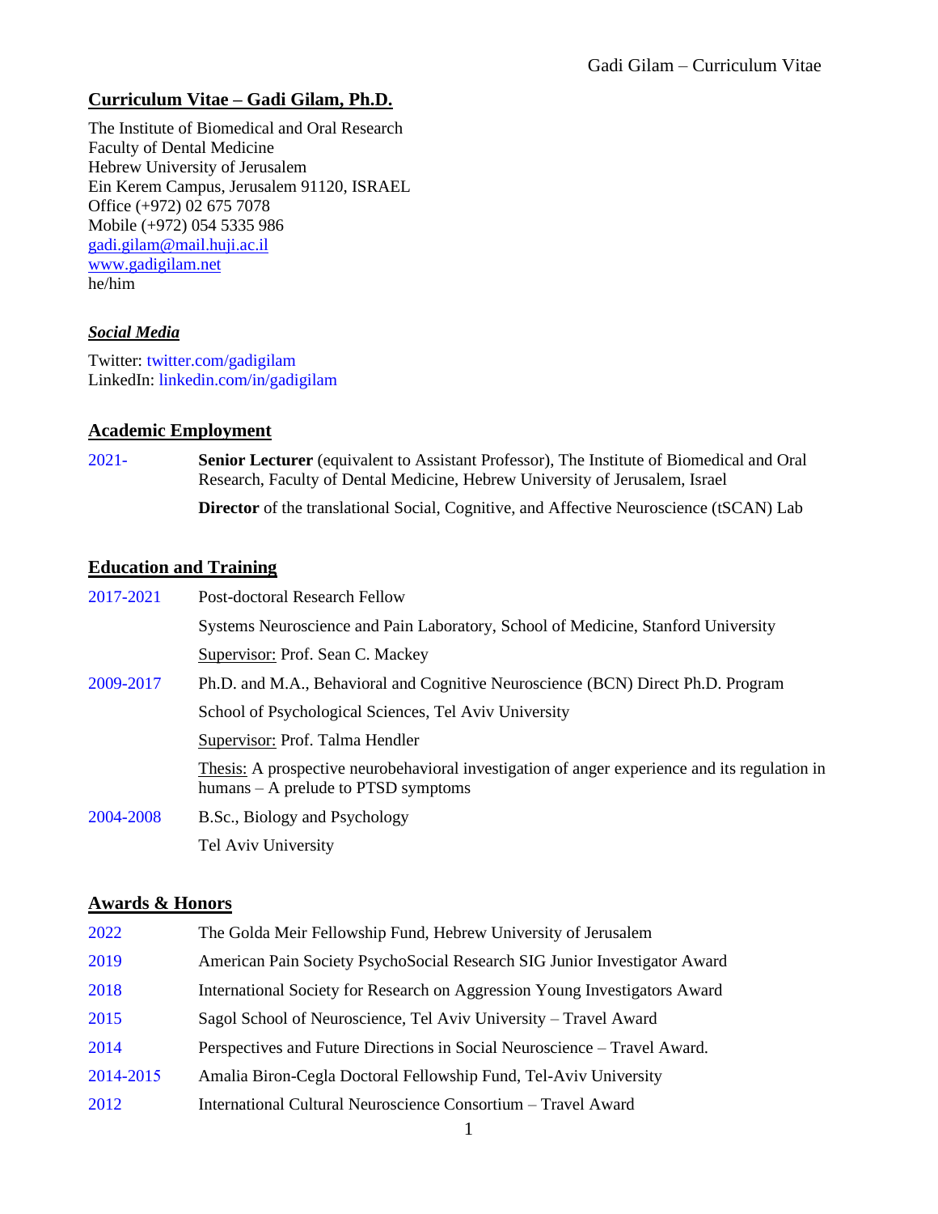# Curriculum Vitae – Gadi Gilam, Ph.D.

The Institute of Biomedical and Oral Research
Faculty of Dental Medicine
Hebrew University of Jerusalem
Ein Kerem Campus, Jerusalem 91120, ISRAEL
Office (+972) 02 675 7078
Mobile (+972) 054 5335 986
gadi.gilam@mail.huji.ac.il
www.gadigilam.net
he/him

### *Social Media*

Twitter: twitter.com/gadigilam
LinkedIn: linkedin.com/in/gadigilam

## Academic Employment

| | |
|---|---|
| 2021- | **Senior Lecturer** (equivalent to Assistant Professor), The Institute of Biomedical and Oral Research, Faculty of Dental Medicine, Hebrew University of Jerusalem, Israel |
| | **Director** of the translational Social, Cognitive, and Affective Neuroscience (tSCAN) Lab |

## Education and Training

| | |
|---|---|
| 2017-2021 | Post-doctoral Research Fellow |
| | Systems Neuroscience and Pain Laboratory, School of Medicine, Stanford University |
| | Supervisor: Prof. Sean C. Mackey |
| 2009-2017 | Ph.D. and M.A., Behavioral and Cognitive Neuroscience (BCN) Direct Ph.D. Program |
| | School of Psychological Sciences, Tel Aviv University |
| | Supervisor: Prof. Talma Hendler |
| | Thesis: A prospective neurobehavioral investigation of anger experience and its regulation in humans – A prelude to PTSD symptoms |
| 2004-2008 | B.Sc., Biology and Psychology |
| | Tel Aviv University |

## Awards & Honors

| | |
|---|---|
| 2022 | The Golda Meir Fellowship Fund, Hebrew University of Jerusalem |
| 2019 | American Pain Society PsychoSocial Research SIG Junior Investigator Award |
| 2018 | International Society for Research on Aggression Young Investigators Award |
| 2015 | Sagol School of Neuroscience, Tel Aviv University – Travel Award |
| 2014 | Perspectives and Future Directions in Social Neuroscience – Travel Award. |
| 2014-2015 | Amalia Biron-Cegla Doctoral Fellowship Fund, Tel-Aviv University |
| 2012 | International Cultural Neuroscience Consortium – Travel Award |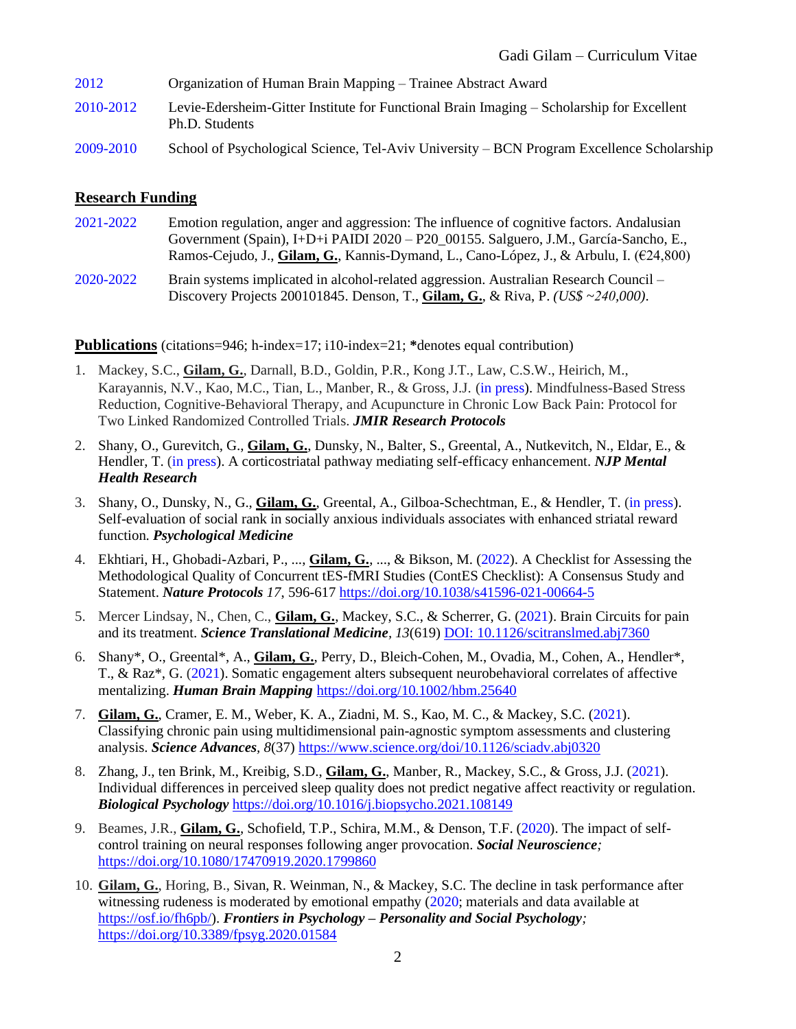2012 Organization of Human Brain Mapping – Trainee Abstract Award

2010-2012 Levie-Edersheim-Gitter Institute for Functional Brain Imaging – Scholarship for Excellent Ph.D. Students

2009-2010 School of Psychological Science, Tel-Aviv University – BCN Program Excellence Scholarship

## Research Funding

2021-2022 Emotion regulation, anger and aggression: The influence of cognitive factors. Andalusian Government (Spain), I+D+i PAIDI 2020 – P20_00155. Salguero, J.M., García-Sancho, E., Ramos-Cejudo, J., **Gilam, G.**, Kannis-Dymand, L., Cano-López, J., & Arbulu, I. (€24,800)

2020-2022 Brain systems implicated in alcohol-related aggression. Australian Research Council – Discovery Projects 200101845. Denson, T., **Gilam, G.**, & Riva, P. *(US$ ~240,000)*.

## Publications

(citations=946; h-index=17; i10-index=21; **\***denotes equal contribution)

1. Mackey, S.C., **Gilam, G.**, Darnall, B.D., Goldin, P.R., Kong J.T., Law, C.S.W., Heirich, M., Karayannis, N.V., Kao, M.C., Tian, L., Manber, R., & Gross, J.J. (in press). Mindfulness-Based Stress Reduction, Cognitive-Behavioral Therapy, and Acupuncture in Chronic Low Back Pain: Protocol for Two Linked Randomized Controlled Trials. ***JMIR Research Protocols***
2. Shany, O., Gurevitch, G., **Gilam, G.**, Dunsky, N., Balter, S., Greental, A., Nutkevitch, N., Eldar, E., & Hendler, T. (in press). A corticostriatal pathway mediating self-efficacy enhancement. ***NJP Mental Health Research***
3. Shany, O., Dunsky, N., G., **Gilam, G.**, Greental, A., Gilboa-Schechtman, E., & Hendler, T. (in press). Self-evaluation of social rank in socially anxious individuals associates with enhanced striatal reward function. ***Psychological Medicine***
4. Ekhtiari, H., Ghobadi-Azbari, P., ..., **Gilam, G.**, ..., & Bikson, M. (2022). A Checklist for Assessing the Methodological Quality of Concurrent tES-fMRI Studies (ContES Checklist): A Consensus Study and Statement. ***Nature Protocols*** *17*, 596-617 https://doi.org/10.1038/s41596-021-00664-5
5. Mercer Lindsay, N., Chen, C., **Gilam, G.**, Mackey, S.C., & Scherrer, G. (2021). Brain Circuits for pain and its treatment. ***Science Translational Medicine***, *13*(619) DOI: 10.1126/scitranslmed.abj7360
6. Shany*, O., Greental*, A., **Gilam, G.**, Perry, D., Bleich-Cohen, M., Ovadia, M., Cohen, A., Hendler*, T., & Raz*, G. (2021). Somatic engagement alters subsequent neurobehavioral correlates of affective mentalizing. ***Human Brain Mapping*** https://doi.org/10.1002/hbm.25640
7. **Gilam, G.**, Cramer, E. M., Weber, K. A., Ziadni, M. S., Kao, M. C., & Mackey, S.C. (2021). Classifying chronic pain using multidimensional pain-agnostic symptom assessments and clustering analysis. ***Science Advances***, *8*(37) https://www.science.org/doi/10.1126/sciadv.abj0320
8. Zhang, J., ten Brink, M., Kreibig, S.D., **Gilam, G.**, Manber, R., Mackey, S.C., & Gross, J.J. (2021). Individual differences in perceived sleep quality does not predict negative affect reactivity or regulation. ***Biological Psychology*** https://doi.org/10.1016/j.biopsycho.2021.108149
9. Beames, J.R., **Gilam, G.**, Schofield, T.P., Schira, M.M., & Denson, T.F. (2020). The impact of self-control training on neural responses following anger provocation. ***Social Neuroscience****;* https://doi.org/10.1080/17470919.2020.1799860
10. **Gilam, G.**, Horing, B., Sivan, R. Weinman, N., & Mackey, S.C. The decline in task performance after witnessing rudeness is moderated by emotional empathy (2020; materials and data available at https://osf.io/fh6pb/). ***Frontiers in Psychology – Personality and Social Psychology****;* https://doi.org/10.3389/fpsyg.2020.01584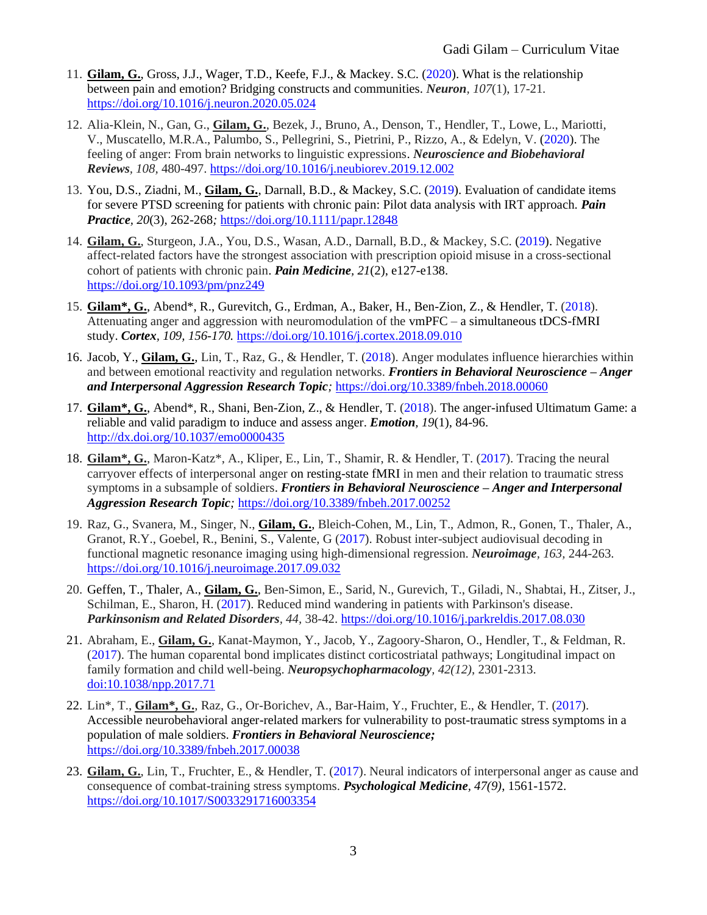11. **Gilam, G.**, Gross, J.J., Wager, T.D., Keefe, F.J., & Mackey. S.C. (2020). What is the relationship between pain and emotion? Bridging constructs and communities. ***Neuron***, *107*(1), 17-21. https://doi.org/10.1016/j.neuron.2020.05.024

12. Alia-Klein, N., Gan, G., **Gilam, G.**, Bezek, J., Bruno, A., Denson, T., Hendler, T., Lowe, L., Mariotti, V., Muscatello, M.R.A., Palumbo, S., Pellegrini, S., Pietrini, P., Rizzo, A., & Edelyn, V. (2020). The feeling of anger: From brain networks to linguistic expressions. ***Neuroscience and Biobehavioral Reviews***, *108*, 480-497. https://doi.org/10.1016/j.neubiorev.2019.12.002

13. You, D.S., Ziadni, M., **Gilam, G.**, Darnall, B.D., & Mackey, S.C. (2019). Evaluation of candidate items for severe PTSD screening for patients with chronic pain: Pilot data analysis with IRT approach. ***Pain Practice***, *20*(3), 262-268; https://doi.org/10.1111/papr.12848

14. **Gilam, G.**, Sturgeon, J.A., You, D.S., Wasan, A.D., Darnall, B.D., & Mackey, S.C. (2019). Negative affect-related factors have the strongest association with prescription opioid misuse in a cross-sectional cohort of patients with chronic pain. ***Pain Medicine***, *21*(2), e127-e138. https://doi.org/10.1093/pm/pnz249

15. **Gilam*, G.**, Abend*, R., Gurevitch, G., Erdman, A., Baker, H., Ben-Zion, Z., & Hendler, T. (2018). Attenuating anger and aggression with neuromodulation of the vmPFC – a simultaneous tDCS-fMRI study. ***Cortex***, *109, 156-170.* https://doi.org/10.1016/j.cortex.2018.09.010

16. Jacob, Y., **Gilam, G.**, Lin, T., Raz, G., & Hendler, T. (2018). Anger modulates influence hierarchies within and between emotional reactivity and regulation networks. ***Frontiers in Behavioral Neuroscience – Anger and Interpersonal Aggression Research Topic***; https://doi.org/10.3389/fnbeh.2018.00060

17. **Gilam*, G.**, Abend*, R., Shani, Ben-Zion, Z., & Hendler, T. (2018). The anger-infused Ultimatum Game: a reliable and valid paradigm to induce and assess anger. ***Emotion***, *19*(1), 84-96. http://dx.doi.org/10.1037/emo0000435

18. **Gilam*, G.**, Maron-Katz*, A., Kliper, E., Lin, T., Shamir, R. & Hendler, T. (2017). Tracing the neural carryover effects of interpersonal anger on resting-state fMRI in men and their relation to traumatic stress symptoms in a subsample of soldiers. ***Frontiers in Behavioral Neuroscience – Anger and Interpersonal Aggression Research Topic***; https://doi.org/10.3389/fnbeh.2017.00252

19. Raz, G., Svanera, M., Singer, N., **Gilam, G.**, Bleich-Cohen, M., Lin, T., Admon, R., Gonen, T., Thaler, A., Granot, R.Y., Goebel, R., Benini, S., Valente, G (2017). Robust inter-subject audiovisual decoding in functional magnetic resonance imaging using high-dimensional regression. ***Neuroimage***, *163*, 244-263. https://doi.org/10.1016/j.neuroimage.2017.09.032

20. Geffen, T., Thaler, A., **Gilam, G.**, Ben-Simon, E., Sarid, N., Gurevich, T., Giladi, N., Shabtai, H., Zitser, J., Schilman, E., Sharon, H. (2017). Reduced mind wandering in patients with Parkinson's disease. ***Parkinsonism and Related Disorders***, *44*, 38-42. https://doi.org/10.1016/j.parkreldis.2017.08.030

21. Abraham, E., **Gilam, G.**, Kanat-Maymon, Y., Jacob, Y., Zagoory-Sharon, O., Hendler, T., & Feldman, R. (2017). The human coparental bond implicates distinct corticostriatal pathways; Longitudinal impact on family formation and child well-being. ***Neuropsychopharmacology***, *42(12)*, 2301-2313. doi:10.1038/npp.2017.71

22. Lin*, T., **Gilam*, G.**, Raz, G., Or-Borichev, A., Bar-Haim, Y., Fruchter, E., & Hendler, T. (2017). Accessible neurobehavioral anger-related markers for vulnerability to post-traumatic stress symptoms in a population of male soldiers. ***Frontiers in Behavioral Neuroscience;*** https://doi.org/10.3389/fnbeh.2017.00038

23. **Gilam, G.**, Lin, T., Fruchter, E., & Hendler, T. (2017). Neural indicators of interpersonal anger as cause and consequence of combat-training stress symptoms. ***Psychological Medicine***, *47(9)*, 1561-1572. https://doi.org/10.1017/S0033291716003354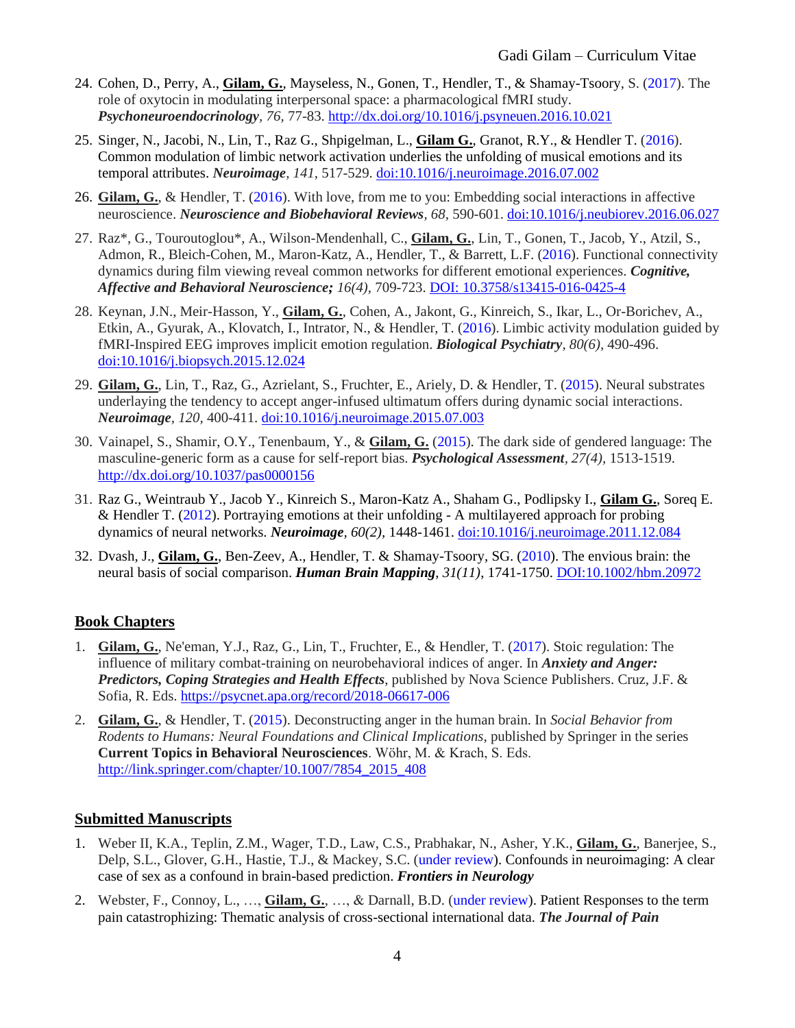24. Cohen, D., Perry, A., **Gilam, G.**, Mayseless, N., Gonen, T., Hendler, T., & Shamay-Tsoory, S. (2017). The role of oxytocin in modulating interpersonal space: a pharmacological fMRI study. ***Psychoneuroendocrinology***, *76,* 77-83. http://dx.doi.org/10.1016/j.psyneuen.2016.10.021

25. Singer, N., Jacobi, N., Lin, T., Raz G., Shpigelman, L., **Gilam G.**, Granot, R.Y., & Hendler T. (2016). Common modulation of limbic network activation underlies the unfolding of musical emotions and its temporal attributes. ***Neuroimage***, *141,* 517-529. doi:10.1016/j.neuroimage.2016.07.002

26. **Gilam, G.**, & Hendler, T. (2016). With love, from me to you: Embedding social interactions in affective neuroscience. ***Neuroscience and Biobehavioral Reviews***, *68,* 590-601. doi:10.1016/j.neubiorev.2016.06.027

27. Raz*, G., Touroutoglou*, A., Wilson-Mendenhall, C., **Gilam, G.**, Lin, T., Gonen, T., Jacob, Y., Atzil, S., Admon, R., Bleich-Cohen, M., Maron-Katz, A., Hendler, T., & Barrett, L.F. (2016). Functional connectivity dynamics during film viewing reveal common networks for different emotional experiences. ***Cognitive, Affective and Behavioral Neuroscience;*** *16(4),* 709-723. DOI: 10.3758/s13415-016-0425-4

28. Keynan, J.N., Meir-Hasson, Y., **Gilam, G.**, Cohen, A., Jakont, G., Kinreich, S., Ikar, L., Or-Borichev, A., Etkin, A., Gyurak, A., Klovatch, I., Intrator, N., & Hendler, T. (2016). Limbic activity modulation guided by fMRI-Inspired EEG improves implicit emotion regulation. ***Biological Psychiatry***, *80(6),* 490-496. doi:10.1016/j.biopsych.2015.12.024

29. **Gilam, G.**, Lin, T., Raz, G., Azrielant, S., Fruchter, E., Ariely, D. & Hendler, T. (2015). Neural substrates underlaying the tendency to accept anger-infused ultimatum offers during dynamic social interactions. ***Neuroimage***, *120,* 400-411. doi:10.1016/j.neuroimage.2015.07.003

30. Vainapel, S., Shamir, O.Y., Tenenbaum, Y., & **Gilam, G.** (2015). The dark side of gendered language: The masculine-generic form as a cause for self-report bias. ***Psychological Assessment***, *27(4),* 1513-1519. http://dx.doi.org/10.1037/pas0000156

31. Raz G., Weintraub Y., Jacob Y., Kinreich S., Maron-Katz A., Shaham G., Podlipsky I., **Gilam G.**, Soreq E. & Hendler T. (2012). Portraying emotions at their unfolding - A multilayered approach for probing dynamics of neural networks. ***Neuroimage***, *60(2),* 1448-1461. doi:10.1016/j.neuroimage.2011.12.084

32. Dvash, J., **Gilam, G.**, Ben-Zeev, A., Hendler, T. & Shamay-Tsoory, SG. (2010). The envious brain: the neural basis of social comparison. ***Human Brain Mapping***, *31(11),* 1741-1750. DOI:10.1002/hbm.20972

## Book Chapters

1. **Gilam, G.**, Ne'eman, Y.J., Raz, G., Lin, T., Fruchter, E., & Hendler, T. (2017). Stoic regulation: The influence of military combat-training on neurobehavioral indices of anger. In ***Anxiety and Anger: Predictors, Coping Strategies and Health Effects***, published by Nova Science Publishers. Cruz, J.F. & Sofia, R. Eds. https://psycnet.apa.org/record/2018-06617-006

2. **Gilam, G.**, & Hendler, T. (2015). Deconstructing anger in the human brain. In *Social Behavior from Rodents to Humans: Neural Foundations and Clinical Implications*, published by Springer in the series **Current Topics in Behavioral Neurosciences**. Wöhr, M. & Krach, S. Eds. http://link.springer.com/chapter/10.1007/7854_2015_408

## Submitted Manuscripts

1. Weber II, K.A., Teplin, Z.M., Wager, T.D., Law, C.S., Prabhakar, N., Asher, Y.K., **Gilam, G.**, Banerjee, S., Delp, S.L., Glover, G.H., Hastie, T.J., & Mackey, S.C. (under review). Confounds in neuroimaging: A clear case of sex as a confound in brain-based prediction. ***Frontiers in Neurology***

2. Webster, F., Connoy, L., …, **Gilam, G.**, …, & Darnall, B.D. (under review). Patient Responses to the term pain catastrophizing: Thematic analysis of cross-sectional international data. ***The Journal of Pain***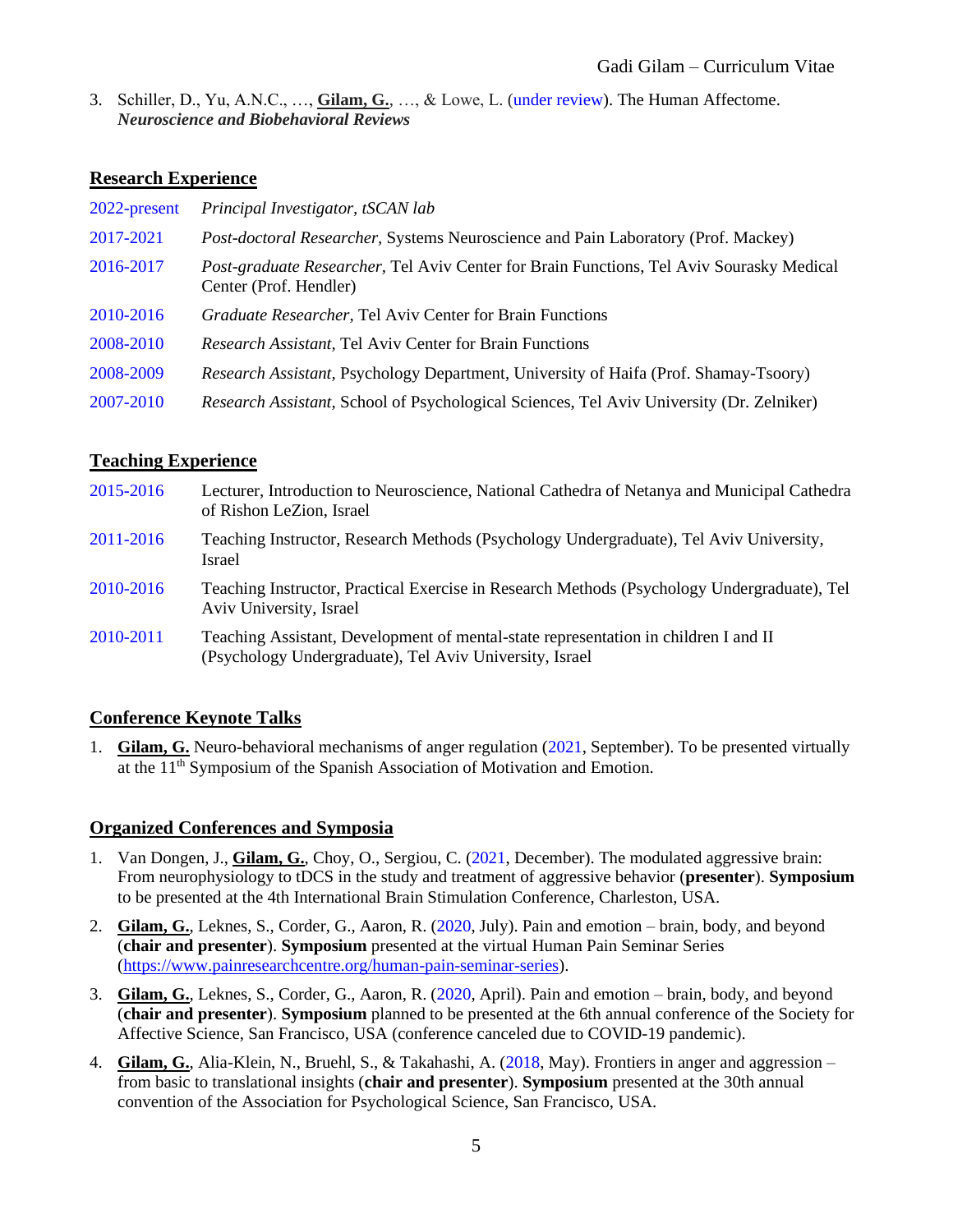3. Schiller, D., Yu, A.N.C., …, **Gilam, G.**, …, & Lowe, L. (under review). The Human Affectome. ***Neuroscience and Biobehavioral Reviews***

## Research Experience

| | |
|---|---|
| 2022-present | *Principal Investigator, tSCAN lab* |
| 2017-2021 | *Post-doctoral Researcher,* Systems Neuroscience and Pain Laboratory (Prof. Mackey) |
| 2016-2017 | *Post-graduate Researcher,* Tel Aviv Center for Brain Functions, Tel Aviv Sourasky Medical Center (Prof. Hendler) |
| 2010-2016 | *Graduate Researcher,* Tel Aviv Center for Brain Functions |
| 2008-2010 | *Research Assistant,* Tel Aviv Center for Brain Functions |
| 2008-2009 | *Research Assistant,* Psychology Department, University of Haifa (Prof. Shamay-Tsoory) |
| 2007-2010 | *Research Assistant,* School of Psychological Sciences, Tel Aviv University (Dr. Zelniker) |

## Teaching Experience

| | |
|---|---|
| 2015-2016 | Lecturer, Introduction to Neuroscience, National Cathedra of Netanya and Municipal Cathedra of Rishon LeZion, Israel |
| 2011-2016 | Teaching Instructor, Research Methods (Psychology Undergraduate), Tel Aviv University, Israel |
| 2010-2016 | Teaching Instructor, Practical Exercise in Research Methods (Psychology Undergraduate), Tel Aviv University, Israel |
| 2010-2011 | Teaching Assistant, Development of mental-state representation in children I and II (Psychology Undergraduate), Tel Aviv University, Israel |

## Conference Keynote Talks

1. **Gilam, G.** Neuro-behavioral mechanisms of anger regulation (2021, September). To be presented virtually at the 11th Symposium of the Spanish Association of Motivation and Emotion.

## Organized Conferences and Symposia

1. Van Dongen, J., **Gilam, G.**, Choy, O., Sergiou, C. (2021, December). The modulated aggressive brain: From neurophysiology to tDCS in the study and treatment of aggressive behavior (**presenter**). **Symposium** to be presented at the 4th International Brain Stimulation Conference, Charleston, USA.
2. **Gilam, G.**, Leknes, S., Corder, G., Aaron, R. (2020, July). Pain and emotion – brain, body, and beyond (**chair and presenter**). **Symposium** presented at the virtual Human Pain Seminar Series (https://www.painresearchcentre.org/human-pain-seminar-series).
3. **Gilam, G.**, Leknes, S., Corder, G., Aaron, R. (2020, April). Pain and emotion – brain, body, and beyond (**chair and presenter**). **Symposium** planned to be presented at the 6th annual conference of the Society for Affective Science, San Francisco, USA (conference canceled due to COVID-19 pandemic).
4. **Gilam, G.**, Alia-Klein, N., Bruehl, S., & Takahashi, A. (2018, May). Frontiers in anger and aggression – from basic to translational insights (**chair and presenter**). **Symposium** presented at the 30th annual convention of the Association for Psychological Science, San Francisco, USA.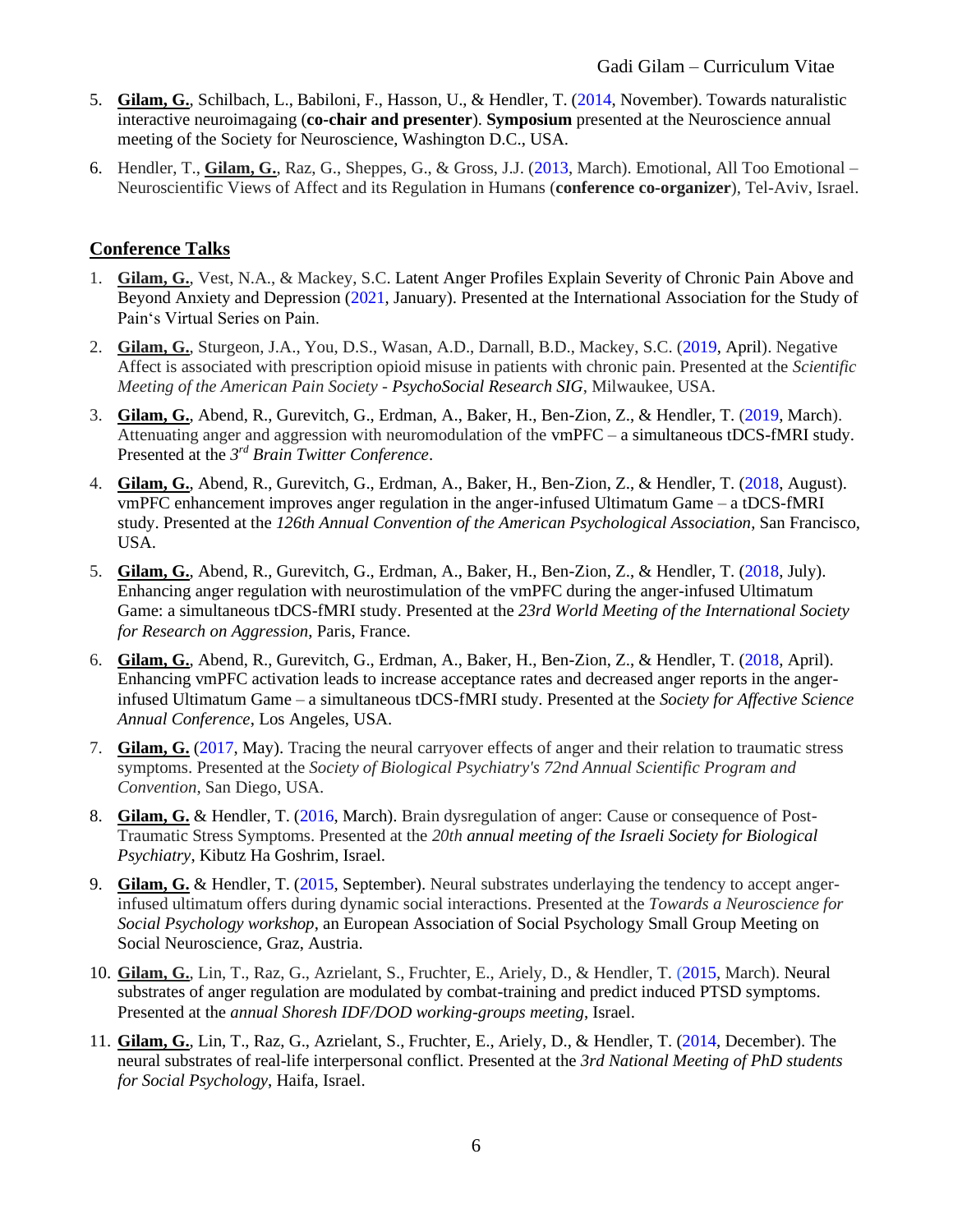5. **Gilam, G.**, Schilbach, L., Babiloni, F., Hasson, U., & Hendler, T. (2014, November). Towards naturalistic interactive neuroimagaing (**co-chair and presenter**). **Symposium** presented at the Neuroscience annual meeting of the Society for Neuroscience, Washington D.C., USA.

6. Hendler, T., **Gilam, G.**, Raz, G., Sheppes, G., & Gross, J.J. (2013, March). Emotional, All Too Emotional – Neuroscientific Views of Affect and its Regulation in Humans (**conference co-organizer**), Tel-Aviv, Israel.

## Conference Talks

1. **Gilam, G.**, Vest, N.A., & Mackey, S.C. Latent Anger Profiles Explain Severity of Chronic Pain Above and Beyond Anxiety and Depression (2021, January). Presented at the International Association for the Study of Pain's Virtual Series on Pain.

2. **Gilam, G.**, Sturgeon, J.A., You, D.S., Wasan, A.D., Darnall, B.D., Mackey, S.C. (2019, April). Negative Affect is associated with prescription opioid misuse in patients with chronic pain. Presented at the *Scientific Meeting of the American Pain Society - PsychoSocial Research SIG*, Milwaukee, USA.

3. **Gilam, G.**, Abend, R., Gurevitch, G., Erdman, A., Baker, H., Ben-Zion, Z., & Hendler, T. (2019, March). Attenuating anger and aggression with neuromodulation of the vmPFC – a simultaneous tDCS-fMRI study. Presented at the *3rd Brain Twitter Conference*.

4. **Gilam, G.**, Abend, R., Gurevitch, G., Erdman, A., Baker, H., Ben-Zion, Z., & Hendler, T. (2018, August). vmPFC enhancement improves anger regulation in the anger-infused Ultimatum Game – a tDCS-fMRI study. Presented at the *126th Annual Convention of the American Psychological Association*, San Francisco, USA.

5. **Gilam, G.**, Abend, R., Gurevitch, G., Erdman, A., Baker, H., Ben-Zion, Z., & Hendler, T. (2018, July). Enhancing anger regulation with neurostimulation of the vmPFC during the anger-infused Ultimatum Game: a simultaneous tDCS-fMRI study. Presented at the *23rd World Meeting of the International Society for Research on Aggression*, Paris, France.

6. **Gilam, G.**, Abend, R., Gurevitch, G., Erdman, A., Baker, H., Ben-Zion, Z., & Hendler, T. (2018, April). Enhancing vmPFC activation leads to increase acceptance rates and decreased anger reports in the anger-infused Ultimatum Game – a simultaneous tDCS-fMRI study. Presented at the *Society for Affective Science Annual Conference*, Los Angeles, USA.

7. **Gilam, G.** (2017, May). Tracing the neural carryover effects of anger and their relation to traumatic stress symptoms. Presented at the *Society of Biological Psychiatry's 72nd Annual Scientific Program and Convention*, San Diego, USA.

8. **Gilam, G.** & Hendler, T. (2016, March). Brain dysregulation of anger: Cause or consequence of Post-Traumatic Stress Symptoms. Presented at the *20th annual meeting of the Israeli Society for Biological Psychiatry*, Kibutz Ha Goshrim, Israel.

9. **Gilam, G.** & Hendler, T. (2015, September). Neural substrates underlaying the tendency to accept anger-infused ultimatum offers during dynamic social interactions. Presented at the *Towards a Neuroscience for Social Psychology workshop*, an European Association of Social Psychology Small Group Meeting on Social Neuroscience, Graz, Austria.

10. **Gilam, G.**, Lin, T., Raz, G., Azrielant, S., Fruchter, E., Ariely, D., & Hendler, T. (2015, March). Neural substrates of anger regulation are modulated by combat-training and predict induced PTSD symptoms. Presented at the *annual Shoresh IDF/DOD working-groups meeting*, Israel.

11. **Gilam, G.**, Lin, T., Raz, G., Azrielant, S., Fruchter, E., Ariely, D., & Hendler, T. (2014, December). The neural substrates of real-life interpersonal conflict. Presented at the *3rd National Meeting of PhD students for Social Psychology*, Haifa, Israel.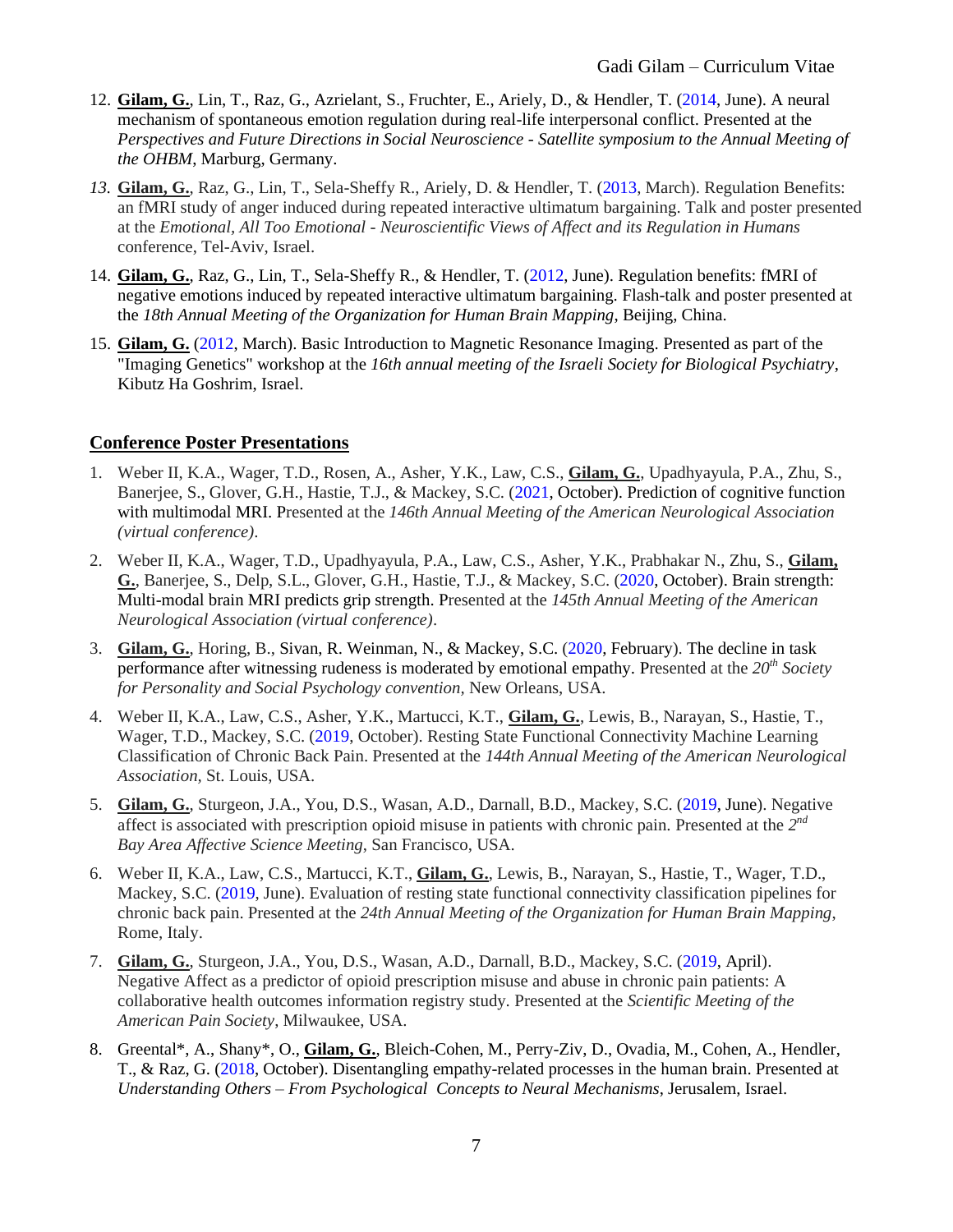12. **Gilam, G.**, Lin, T., Raz, G., Azrielant, S., Fruchter, E., Ariely, D., & Hendler, T. (2014, June). A neural mechanism of spontaneous emotion regulation during real-life interpersonal conflict. Presented at the *Perspectives and Future Directions in Social Neuroscience - Satellite symposium to the Annual Meeting of the OHBM*, Marburg, Germany.

13. **Gilam, G.**, Raz, G., Lin, T., Sela-Sheffy R., Ariely, D. & Hendler, T. (2013, March). Regulation Benefits: an fMRI study of anger induced during repeated interactive ultimatum bargaining. Talk and poster presented at the *Emotional, All Too Emotional - Neuroscientific Views of Affect and its Regulation in Humans* conference, Tel-Aviv, Israel.

14. **Gilam, G.**, Raz, G., Lin, T., Sela-Sheffy R., & Hendler, T. (2012, June). Regulation benefits: fMRI of negative emotions induced by repeated interactive ultimatum bargaining. Flash-talk and poster presented at the *18th Annual Meeting of the Organization for Human Brain Mapping*, Beijing, China.

15. **Gilam, G.** (2012, March). Basic Introduction to Magnetic Resonance Imaging. Presented as part of the "Imaging Genetics" workshop at the *16th annual meeting of the Israeli Society for Biological Psychiatry*, Kibutz Ha Goshrim, Israel.

## Conference Poster Presentations

1. Weber II, K.A., Wager, T.D., Rosen, A., Asher, Y.K., Law, C.S., **Gilam, G.**, Upadhyayula, P.A., Zhu, S., Banerjee, S., Glover, G.H., Hastie, T.J., & Mackey, S.C. (2021, October). Prediction of cognitive function with multimodal MRI. Presented at the *146th Annual Meeting of the American Neurological Association (virtual conference)*.

2. Weber II, K.A., Wager, T.D., Upadhyayula, P.A., Law, C.S., Asher, Y.K., Prabhakar N., Zhu, S., **Gilam, G.**, Banerjee, S., Delp, S.L., Glover, G.H., Hastie, T.J., & Mackey, S.C. (2020, October). Brain strength: Multi-modal brain MRI predicts grip strength. Presented at the *145th Annual Meeting of the American Neurological Association (virtual conference)*.

3. **Gilam, G.**, Horing, B., Sivan, R. Weinman, N., & Mackey, S.C. (2020, February). The decline in task performance after witnessing rudeness is moderated by emotional empathy. Presented at the *20th Society for Personality and Social Psychology convention*, New Orleans, USA.

4. Weber II, K.A., Law, C.S., Asher, Y.K., Martucci, K.T., **Gilam, G.**, Lewis, B., Narayan, S., Hastie, T., Wager, T.D., Mackey, S.C. (2019, October). Resting State Functional Connectivity Machine Learning Classification of Chronic Back Pain. Presented at the *144th Annual Meeting of the American Neurological Association*, St. Louis, USA.

5. **Gilam, G.**, Sturgeon, J.A., You, D.S., Wasan, A.D., Darnall, B.D., Mackey, S.C. (2019, June). Negative affect is associated with prescription opioid misuse in patients with chronic pain. Presented at the *2nd Bay Area Affective Science Meeting*, San Francisco, USA.

6. Weber II, K.A., Law, C.S., Martucci, K.T., **Gilam, G.**, Lewis, B., Narayan, S., Hastie, T., Wager, T.D., Mackey, S.C. (2019, June). Evaluation of resting state functional connectivity classification pipelines for chronic back pain. Presented at the *24th Annual Meeting of the Organization for Human Brain Mapping*, Rome, Italy.

7. **Gilam, G.**, Sturgeon, J.A., You, D.S., Wasan, A.D., Darnall, B.D., Mackey, S.C. (2019, April). Negative Affect as a predictor of opioid prescription misuse and abuse in chronic pain patients: A collaborative health outcomes information registry study. Presented at the *Scientific Meeting of the American Pain Society*, Milwaukee, USA.

8. Greental*, A., Shany*, O., **Gilam, G.**, Bleich-Cohen, M., Perry-Ziv, D., Ovadia, M., Cohen, A., Hendler, T., & Raz, G. (2018, October). Disentangling empathy-related processes in the human brain. Presented at *Understanding Others – From Psychological Concepts to Neural Mechanisms*, Jerusalem, Israel.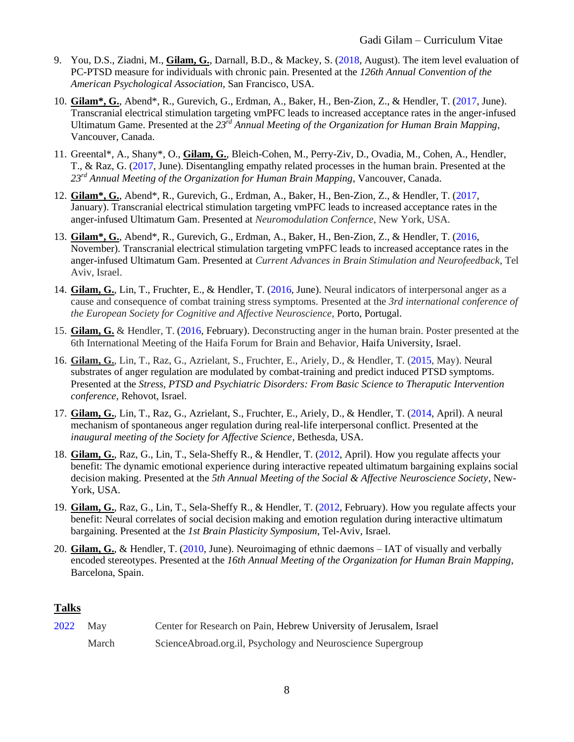9. You, D.S., Ziadni, M., **Gilam, G.**, Darnall, B.D., & Mackey, S. (2018, August). The item level evaluation of PC-PTSD measure for individuals with chronic pain. Presented at the *126th Annual Convention of the American Psychological Association*, San Francisco, USA.

10. **Gilam*, G.**, Abend*, R., Gurevich, G., Erdman, A., Baker, H., Ben-Zion, Z., & Hendler, T. (2017, June). Transcranial electrical stimulation targeting vmPFC leads to increased acceptance rates in the anger-infused Ultimatum Game. Presented at the *23rd Annual Meeting of the Organization for Human Brain Mapping*, Vancouver, Canada.

11. Greental*, A., Shany*, O., **Gilam, G.**, Bleich-Cohen, M., Perry-Ziv, D., Ovadia, M., Cohen, A., Hendler, T., & Raz, G. (2017, June). Disentangling empathy related processes in the human brain. Presented at the *23rd Annual Meeting of the Organization for Human Brain Mapping*, Vancouver, Canada.

12. **Gilam*, G.**, Abend*, R., Gurevich, G., Erdman, A., Baker, H., Ben-Zion, Z., & Hendler, T. (2017, January). Transcranial electrical stimulation targeting vmPFC leads to increased acceptance rates in the anger-infused Ultimatum Gam. Presented at *Neuromodulation Confernce*, New York, USA.

13. **Gilam*, G.**, Abend*, R., Gurevich, G., Erdman, A., Baker, H., Ben-Zion, Z., & Hendler, T. (2016, November). Transcranial electrical stimulation targeting vmPFC leads to increased acceptance rates in the anger-infused Ultimatum Gam. Presented at *Current Advances in Brain Stimulation and Neurofeedback*, Tel Aviv, Israel.

14. **Gilam, G.**, Lin, T., Fruchter, E., & Hendler, T. (2016, June). Neural indicators of interpersonal anger as a cause and consequence of combat training stress symptoms. Presented at the *3rd international conference of the European Society for Cognitive and Affective Neuroscience*, Porto, Portugal.

15. **Gilam, G.** & Hendler, T. (2016, February). Deconstructing anger in the human brain. Poster presented at the 6th International Meeting of the Haifa Forum for Brain and Behavior, Haifa University, Israel.

16. **Gilam, G.**, Lin, T., Raz, G., Azrielant, S., Fruchter, E., Ariely, D., & Hendler, T. (2015, May). Neural substrates of anger regulation are modulated by combat-training and predict induced PTSD symptoms. Presented at the *Stress, PTSD and Psychiatric Disorders: From Basic Science to Theraputic Intervention conference*, Rehovot, Israel.

17. **Gilam, G.**, Lin, T., Raz, G., Azrielant, S., Fruchter, E., Ariely, D., & Hendler, T. (2014, April). A neural mechanism of spontaneous anger regulation during real-life interpersonal conflict. Presented at the *inaugural meeting of the Society for Affective Science*, Bethesda, USA.

18. **Gilam, G.**, Raz, G., Lin, T., Sela-Sheffy R., & Hendler, T. (2012, April). How you regulate affects your benefit: The dynamic emotional experience during interactive repeated ultimatum bargaining explains social decision making. Presented at the *5th Annual Meeting of the Social & Affective Neuroscience Society*, New-York, USA.

19. **Gilam, G.**, Raz, G., Lin, T., Sela-Sheffy R., & Hendler, T. (2012, February). How you regulate affects your benefit: Neural correlates of social decision making and emotion regulation during interactive ultimatum bargaining. Presented at the *1st Brain Plasticity Symposium*, Tel-Aviv, Israel.

20. **Gilam, G.**, & Hendler, T. (2010, June). Neuroimaging of ethnic daemons – IAT of visually and verbally encoded stereotypes. Presented at the *16th Annual Meeting of the Organization for Human Brain Mapping*, Barcelona, Spain.

## Talks

| | | |
|---|---|---|
| 2022 | May | Center for Research on Pain, Hebrew University of Jerusalem, Israel |
| | March | ScienceAbroad.org.il, Psychology and Neuroscience Supergroup |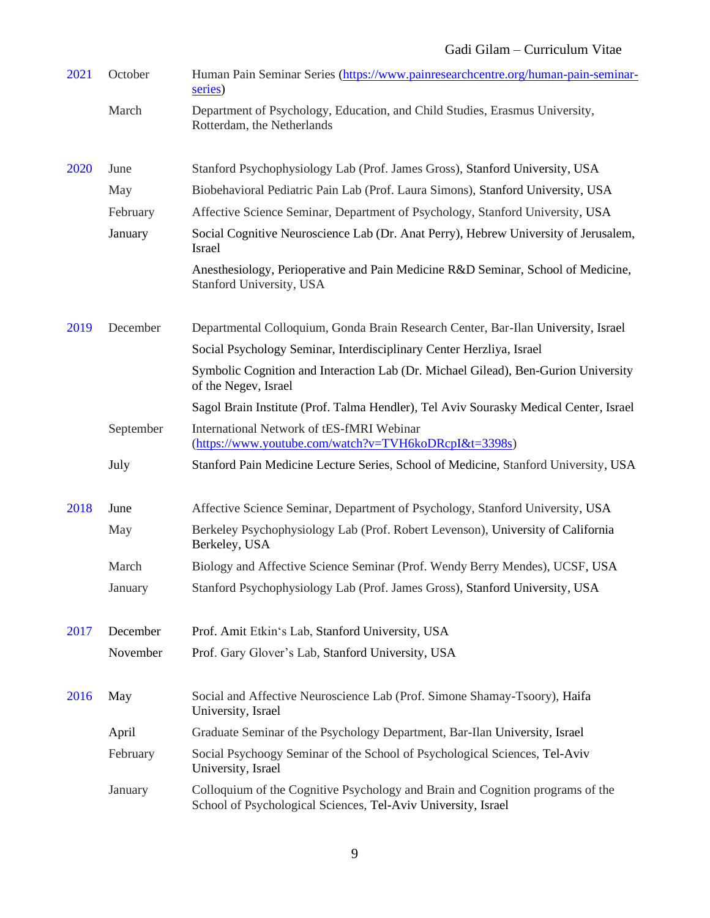| | | |
|---|---|---|
| 2021 | October | Human Pain Seminar Series (https://www.painresearchcentre.org/human-pain-seminar-series) |
| | March | Department of Psychology, Education, and Child Studies, Erasmus University, Rotterdam, the Netherlands |
| 2020 | June | Stanford Psychophysiology Lab (Prof. James Gross), Stanford University, USA |
| | May | Biobehavioral Pediatric Pain Lab (Prof. Laura Simons), Stanford University, USA |
| | February | Affective Science Seminar, Department of Psychology, Stanford University, USA |
| | January | Social Cognitive Neuroscience Lab (Dr. Anat Perry), Hebrew University of Jerusalem, Israel |
| | | Anesthesiology, Perioperative and Pain Medicine R&D Seminar, School of Medicine, Stanford University, USA |
| 2019 | December | Departmental Colloquium, Gonda Brain Research Center, Bar-Ilan University, Israel |
| | | Social Psychology Seminar, Interdisciplinary Center Herzliya, Israel |
| | | Symbolic Cognition and Interaction Lab (Dr. Michael Gilead), Ben-Gurion University of the Negev, Israel |
| | | Sagol Brain Institute (Prof. Talma Hendler), Tel Aviv Sourasky Medical Center, Israel |
| | September | International Network of tES-fMRI Webinar (https://www.youtube.com/watch?v=TVH6koDRcpI&t=3398s) |
| | July | Stanford Pain Medicine Lecture Series, School of Medicine, Stanford University, USA |
| 2018 | June | Affective Science Seminar, Department of Psychology, Stanford University, USA |
| | May | Berkeley Psychophysiology Lab (Prof. Robert Levenson), University of California Berkeley, USA |
| | March | Biology and Affective Science Seminar (Prof. Wendy Berry Mendes), UCSF, USA |
| | January | Stanford Psychophysiology Lab (Prof. James Gross), Stanford University, USA |
| 2017 | December | Prof. Amit Etkin's Lab, Stanford University, USA |
| | November | Prof. Gary Glover's Lab, Stanford University, USA |
| 2016 | May | Social and Affective Neuroscience Lab (Prof. Simone Shamay-Tsoory), Haifa University, Israel |
| | April | Graduate Seminar of the Psychology Department, Bar-Ilan University, Israel |
| | February | Social Psychoogy Seminar of the School of Psychological Sciences, Tel-Aviv University, Israel |
| | January | Colloquium of the Cognitive Psychology and Brain and Cognition programs of the School of Psychological Sciences, Tel-Aviv University, Israel |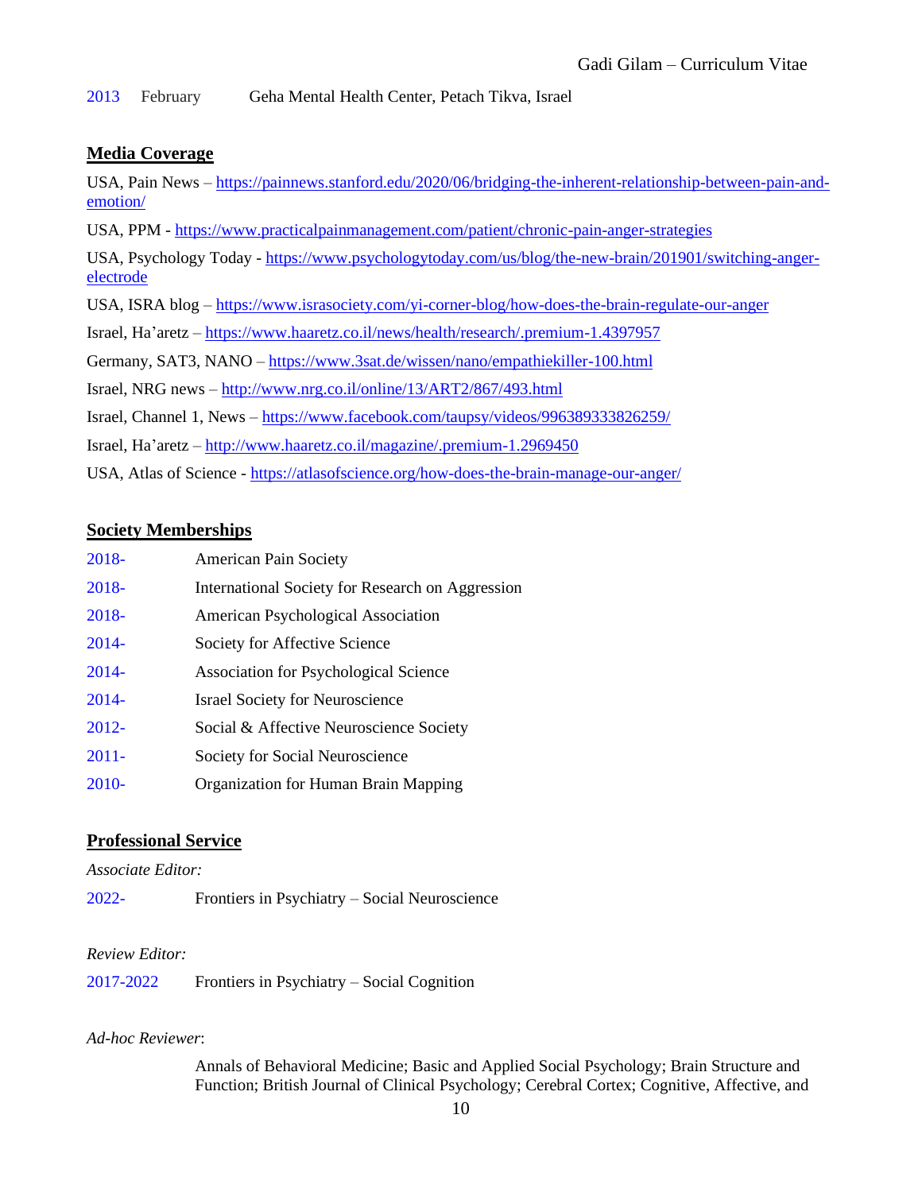2013 February Geha Mental Health Center, Petach Tikva, Israel

## Media Coverage

USA, Pain News – https://painnews.stanford.edu/2020/06/bridging-the-inherent-relationship-between-pain-and-emotion/

USA, PPM - https://www.practicalpainmanagement.com/patient/chronic-pain-anger-strategies

USA, Psychology Today - https://www.psychologytoday.com/us/blog/the-new-brain/201901/switching-anger-electrode

USA, ISRA blog – https://www.israsociety.com/yi-corner-blog/how-does-the-brain-regulate-our-anger

Israel, Ha'aretz – https://www.haaretz.co.il/news/health/research/.premium-1.4397957

Germany, SAT3, NANO – https://www.3sat.de/wissen/nano/empathiekiller-100.html

Israel, NRG news – http://www.nrg.co.il/online/13/ART2/867/493.html

Israel, Channel 1, News – https://www.facebook.com/taupsy/videos/996389333826259/

Israel, Ha'aretz – http://www.haaretz.co.il/magazine/.premium-1.2969450

USA, Atlas of Science - https://atlasofscience.org/how-does-the-brain-manage-our-anger/

## Society Memberships

2018- American Pain Society

2018- International Society for Research on Aggression

2018- American Psychological Association

2014- Society for Affective Science

2014- Association for Psychological Science

2014- Israel Society for Neuroscience

2012- Social & Affective Neuroscience Society

2011- Society for Social Neuroscience

2010- Organization for Human Brain Mapping

## Professional Service

*Associate Editor:*

2022- Frontiers in Psychiatry – Social Neuroscience

*Review Editor:*

2017-2022 Frontiers in Psychiatry – Social Cognition

*Ad-hoc Reviewer*:

Annals of Behavioral Medicine; Basic and Applied Social Psychology; Brain Structure and Function; British Journal of Clinical Psychology; Cerebral Cortex; Cognitive, Affective, and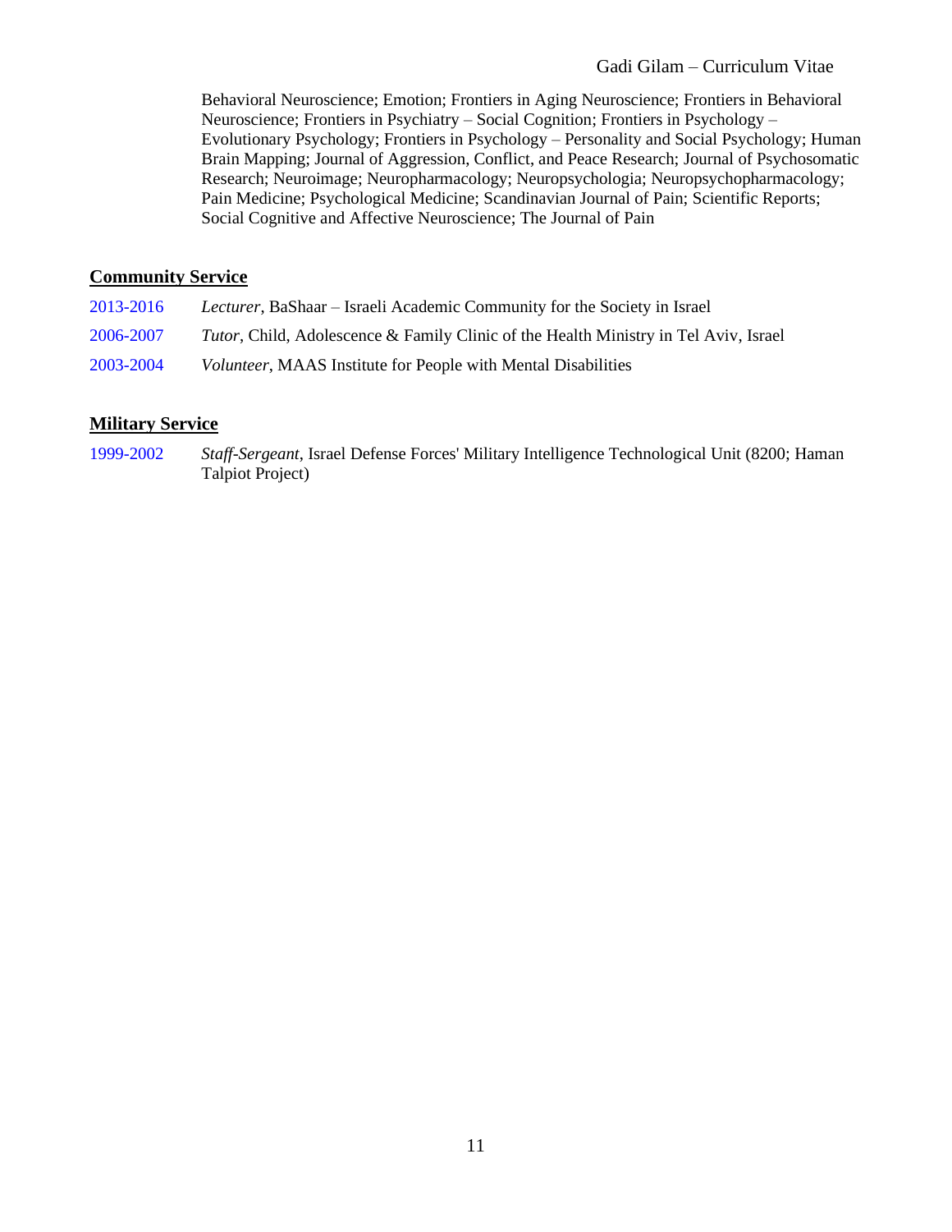Behavioral Neuroscience; Emotion; Frontiers in Aging Neuroscience; Frontiers in Behavioral Neuroscience; Frontiers in Psychiatry – Social Cognition; Frontiers in Psychology – Evolutionary Psychology; Frontiers in Psychology – Personality and Social Psychology; Human Brain Mapping; Journal of Aggression, Conflict, and Peace Research; Journal of Psychosomatic Research; Neuroimage; Neuropharmacology; Neuropsychologia; Neuropsychopharmacology; Pain Medicine; Psychological Medicine; Scandinavian Journal of Pain; Scientific Reports; Social Cognitive and Affective Neuroscience; The Journal of Pain

## Community Service

2013-2016 *Lecturer*, BaShaar – Israeli Academic Community for the Society in Israel

2006-2007 *Tutor*, Child, Adolescence & Family Clinic of the Health Ministry in Tel Aviv, Israel

2003-2004 *Volunteer*, MAAS Institute for People with Mental Disabilities

## Military Service

1999-2002 *Staff-Sergeant*, Israel Defense Forces' Military Intelligence Technological Unit (8200; Haman Talpiot Project)